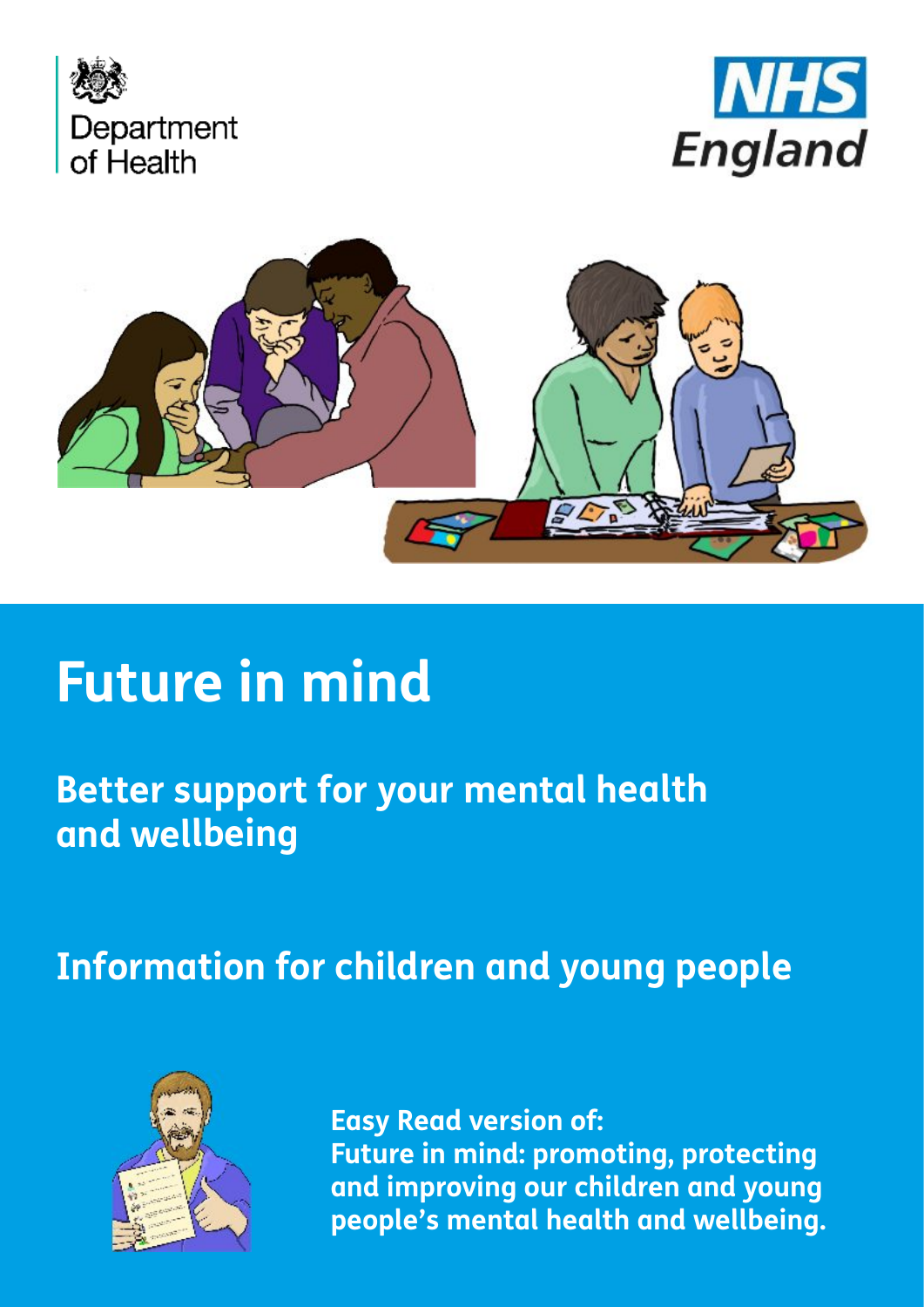Department of Health

NHS England

# Future in mind

## Better support for your mental health and wellbeing

## Information for children and young people

**Easy Read version of:**
**Future in mind: promoting, protecting and improving our children and young people's mental health and wellbeing.**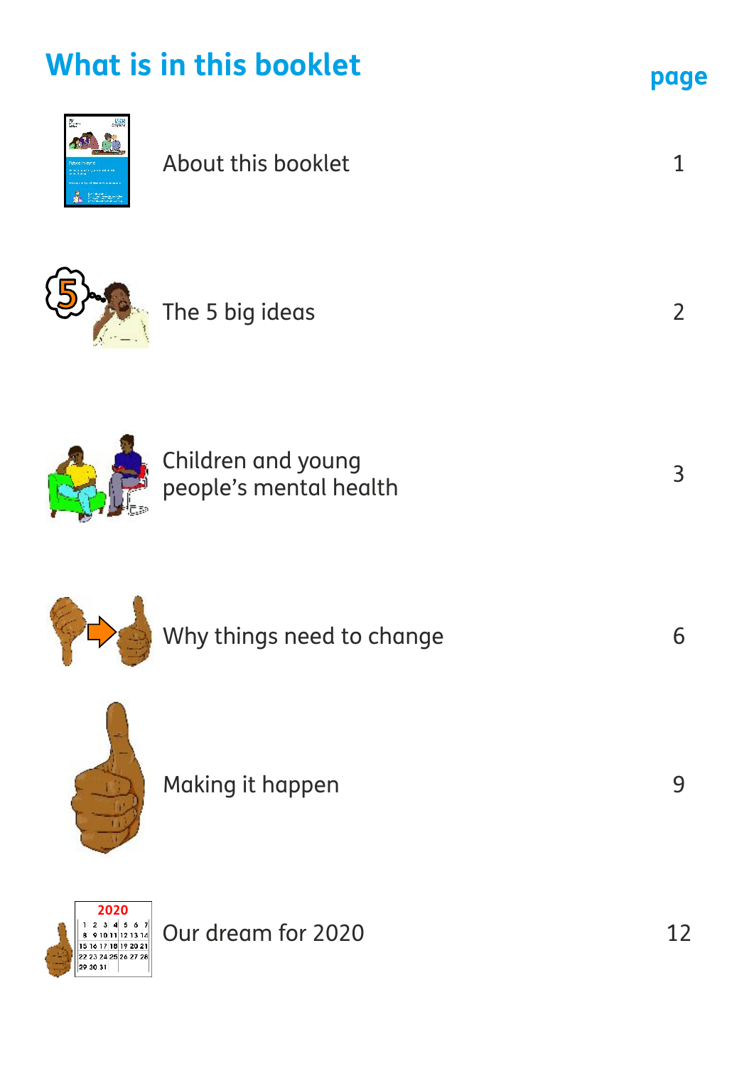# What is in this booklet

| | page |
|---|---|
| About this booklet | 1 |
| The 5 big ideas | 2 |
| Children and young people's mental health | 3 |
| Why things need to change | 6 |
| Making it happen | 9 |
| Our dream for 2020 | 12 |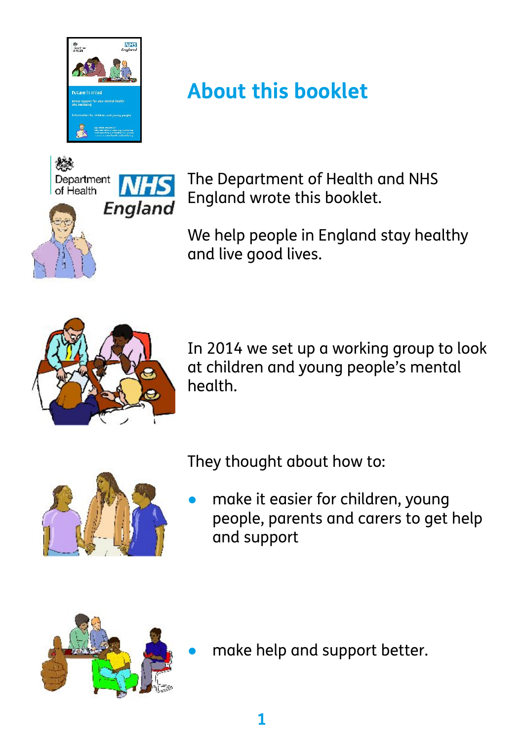## About this booklet

The Department of Health and NHS England wrote this booklet.

We help people in England stay healthy and live good lives.

In 2014 we set up a working group to look at children and young people's mental health.

They thought about how to:

- make it easier for children, young people, parents and carers to get help and support
- make help and support better.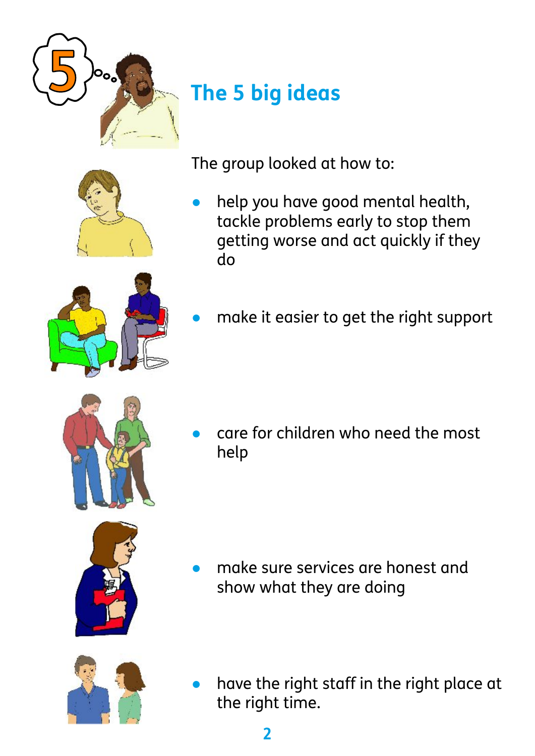## The 5 big ideas

The group looked at how to:

- help you have good mental health, tackle problems early to stop them getting worse and act quickly if they do
- make it easier to get the right support
- care for children who need the most help
- make sure services are honest and show what they are doing
- have the right staff in the right place at the right time.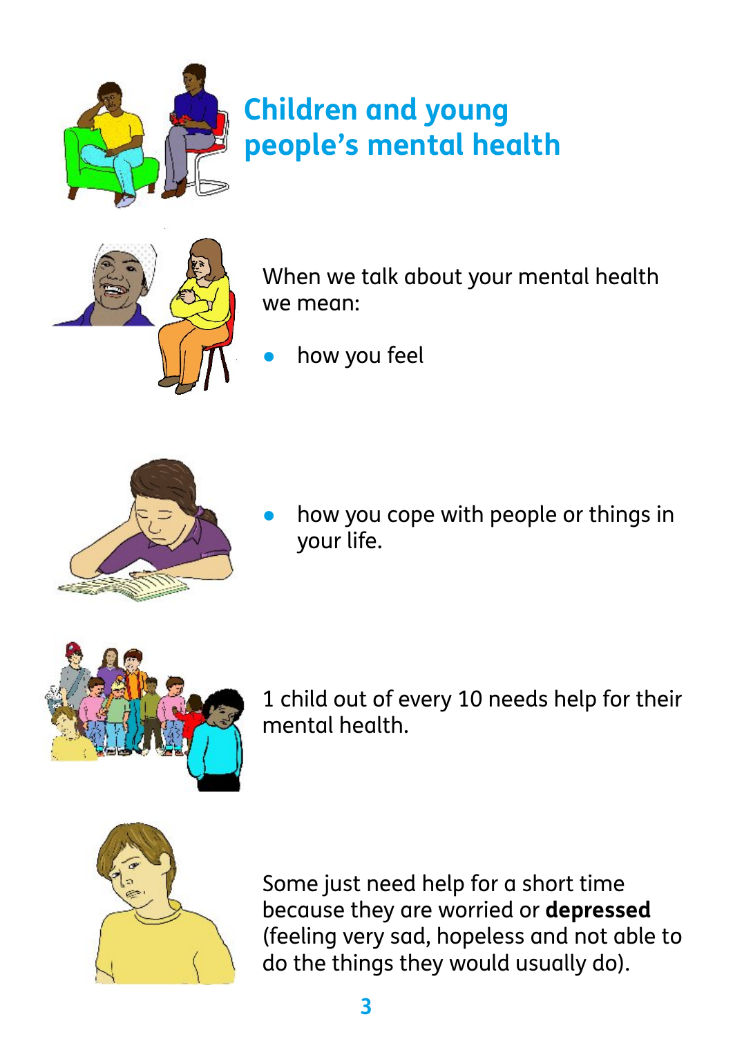# Children and young people's mental health

When we talk about your mental health we mean:

- how you feel
- how you cope with people or things in your life.

1 child out of every 10 needs help for their mental health.

Some just need help for a short time because they are worried or **depressed** (feeling very sad, hopeless and not able to do the things they would usually do).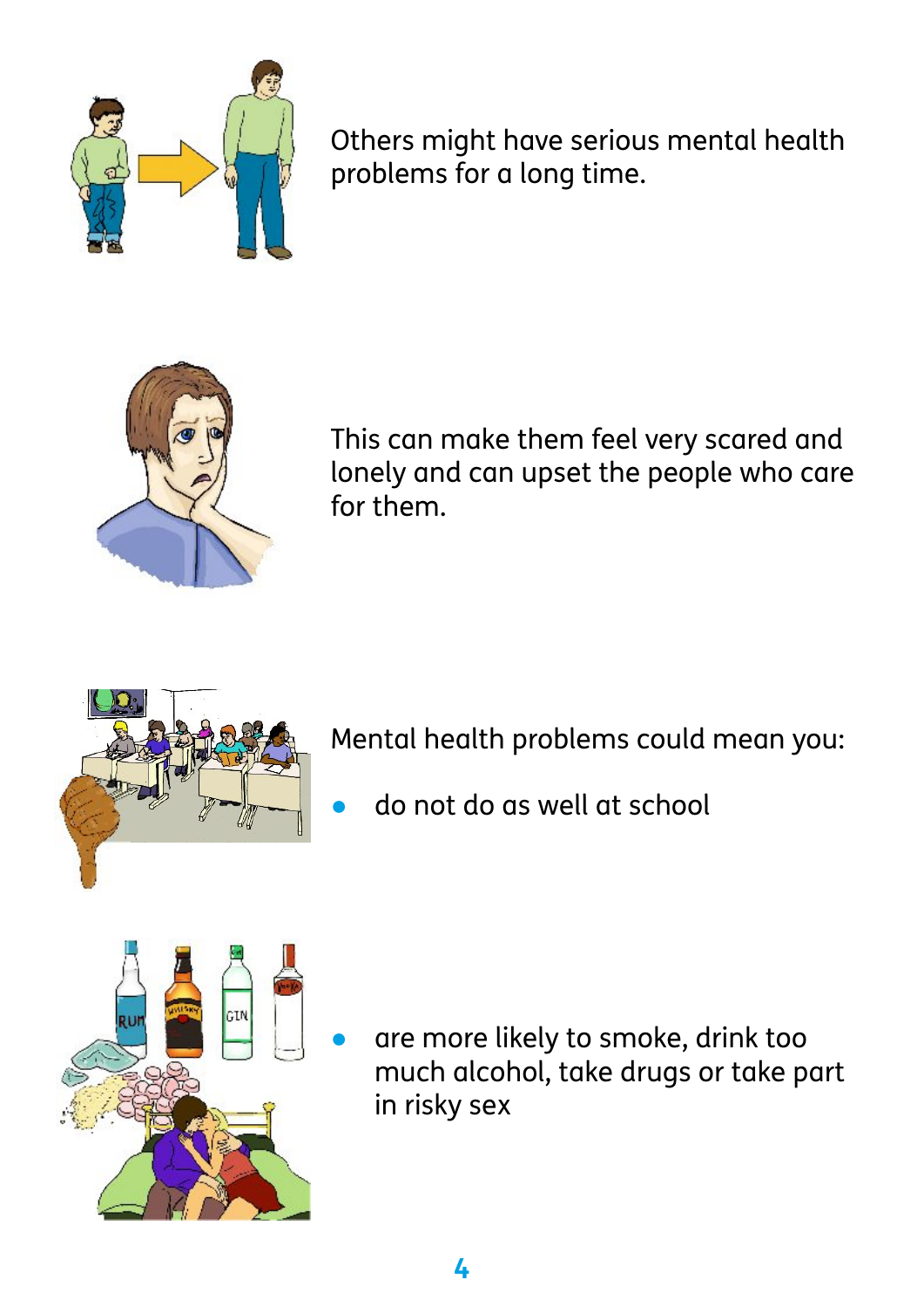Others might have serious mental health problems for a long time.

This can make them feel very scared and lonely and can upset the people who care for them.

Mental health problems could mean you:

- do not do as well at school
- are more likely to smoke, drink too much alcohol, take drugs or take part in risky sex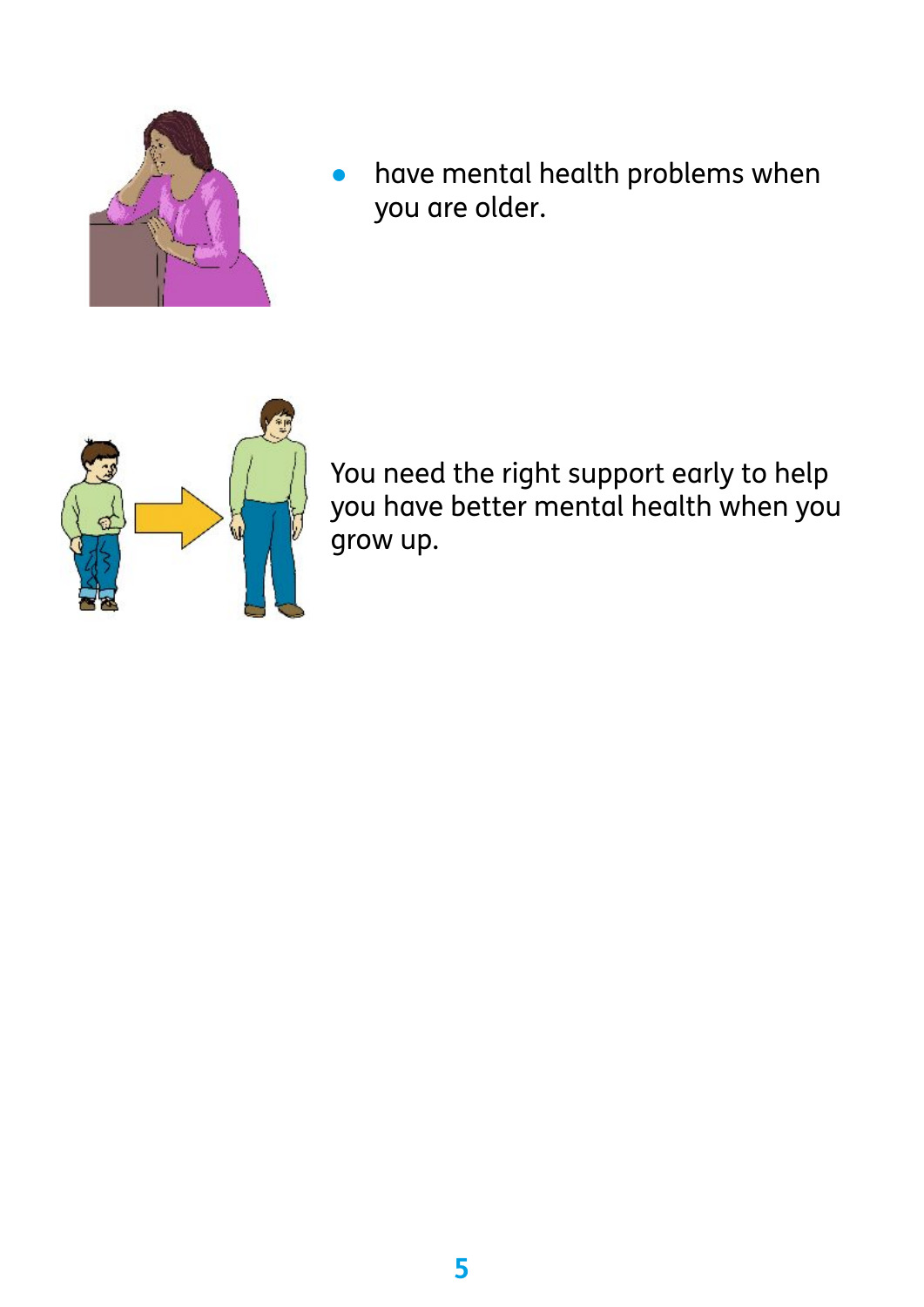- have mental health problems when you are older.

You need the right support early to help you have better mental health when you grow up.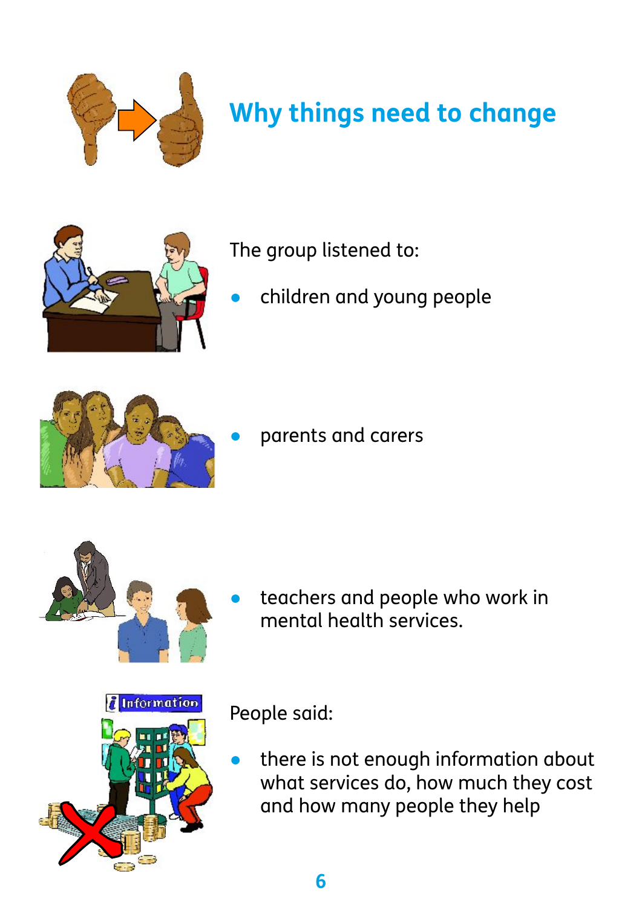# Why things need to change

The group listened to:

- children and young people
- parents and carers
- teachers and people who work in mental health services.

People said:

- there is not enough information about what services do, how much they cost and how many people they help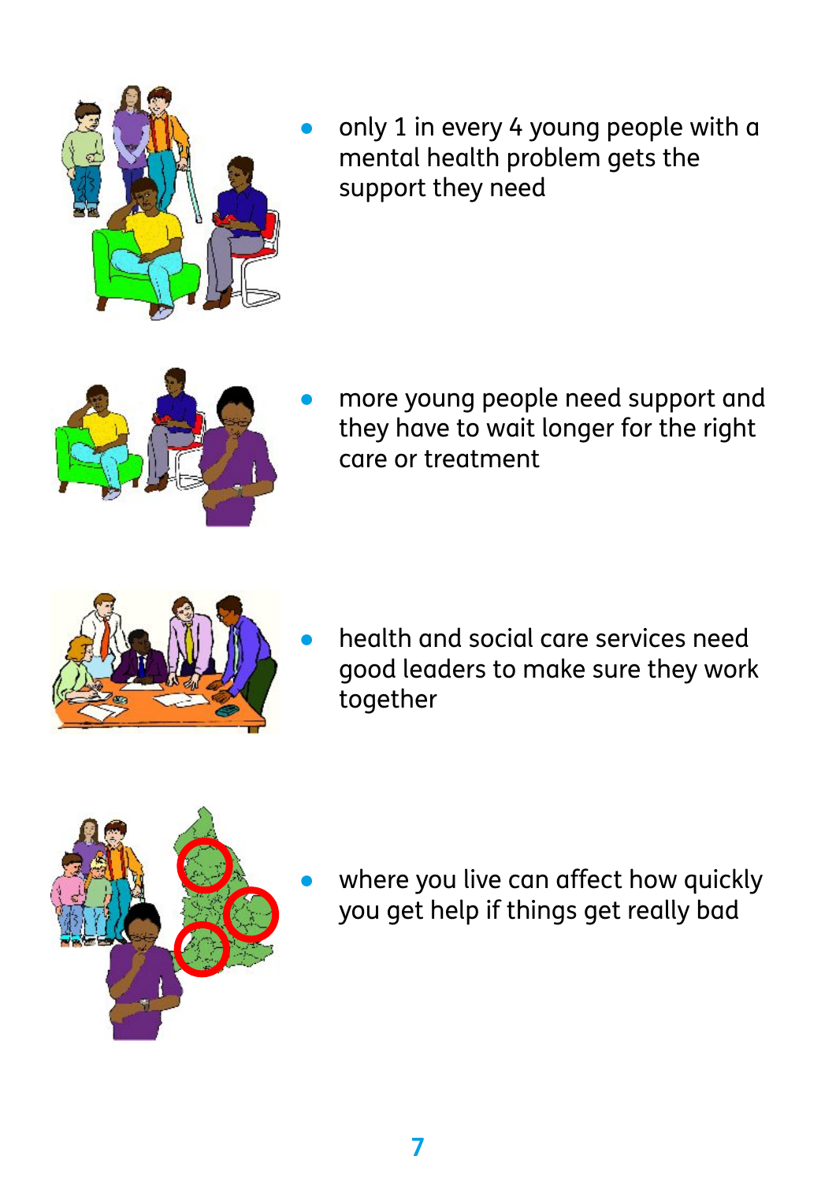- only 1 in every 4 young people with a mental health problem gets the support they need

- more young people need support and they have to wait longer for the right care or treatment

- health and social care services need good leaders to make sure they work together

- where you live can affect how quickly you get help if things get really bad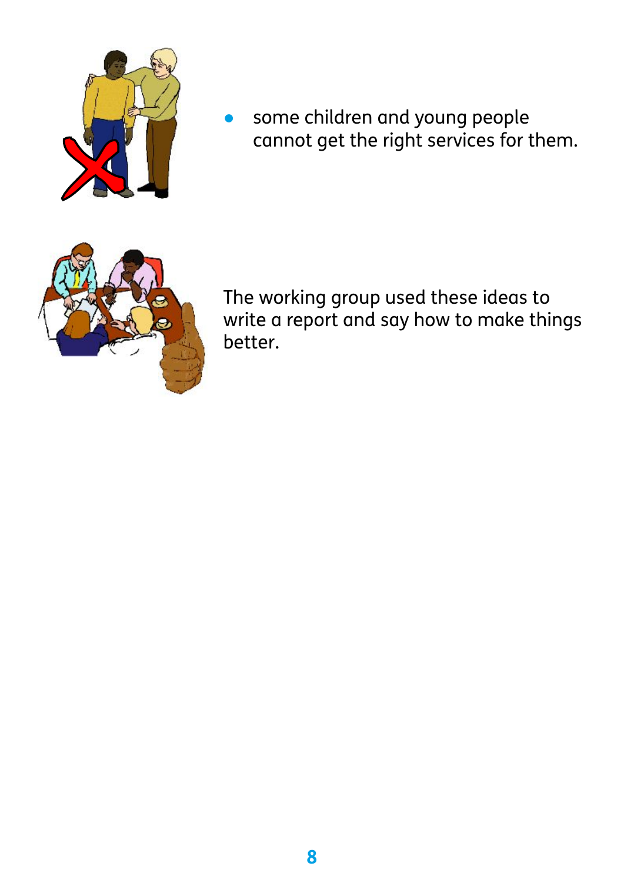- some children and young people cannot get the right services for them.

The working group used these ideas to write a report and say how to make things better.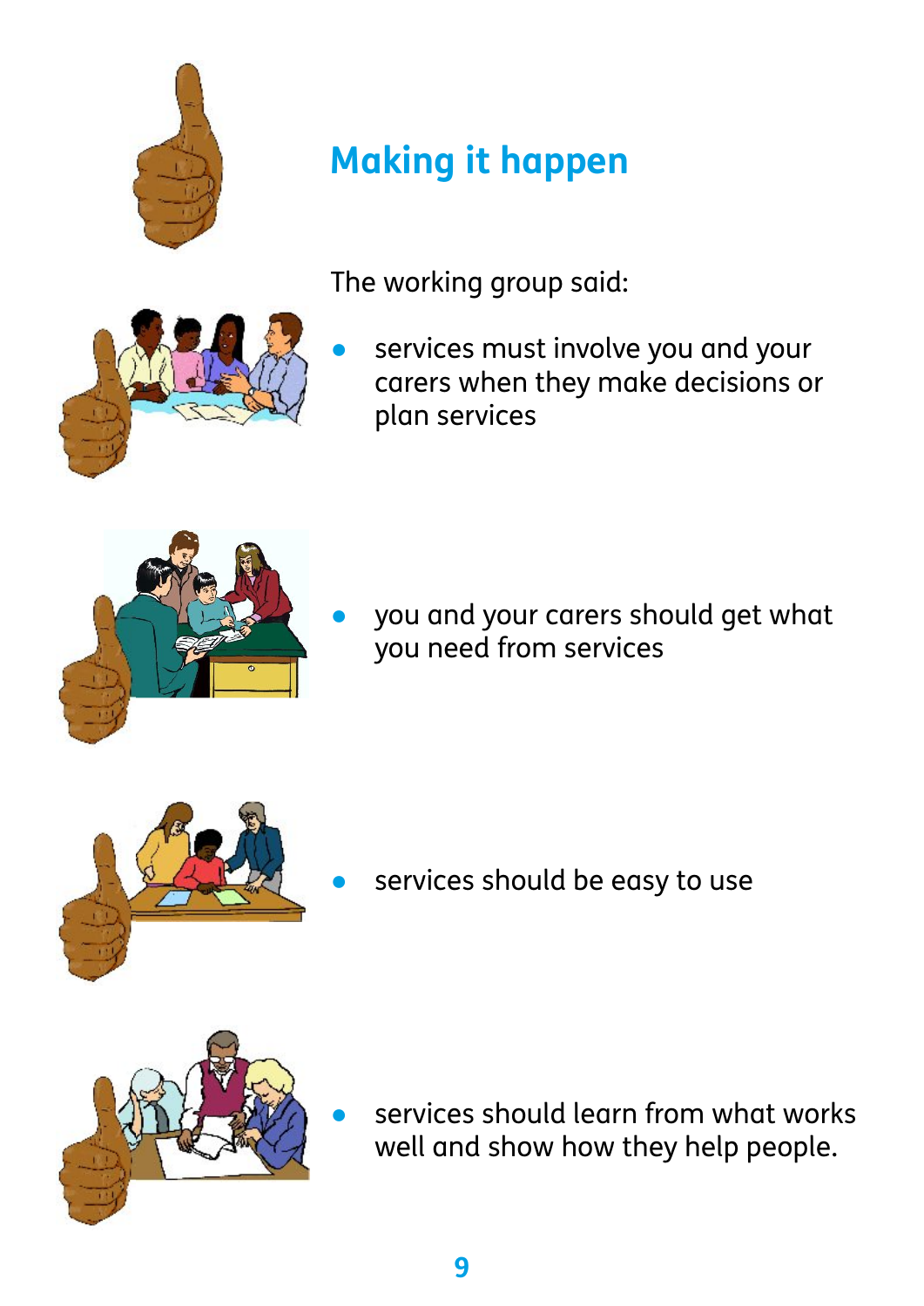## Making it happen

The working group said:

- services must involve you and your carers when they make decisions or plan services

- you and your carers should get what you need from services

- services should be easy to use

- services should learn from what works well and show how they help people.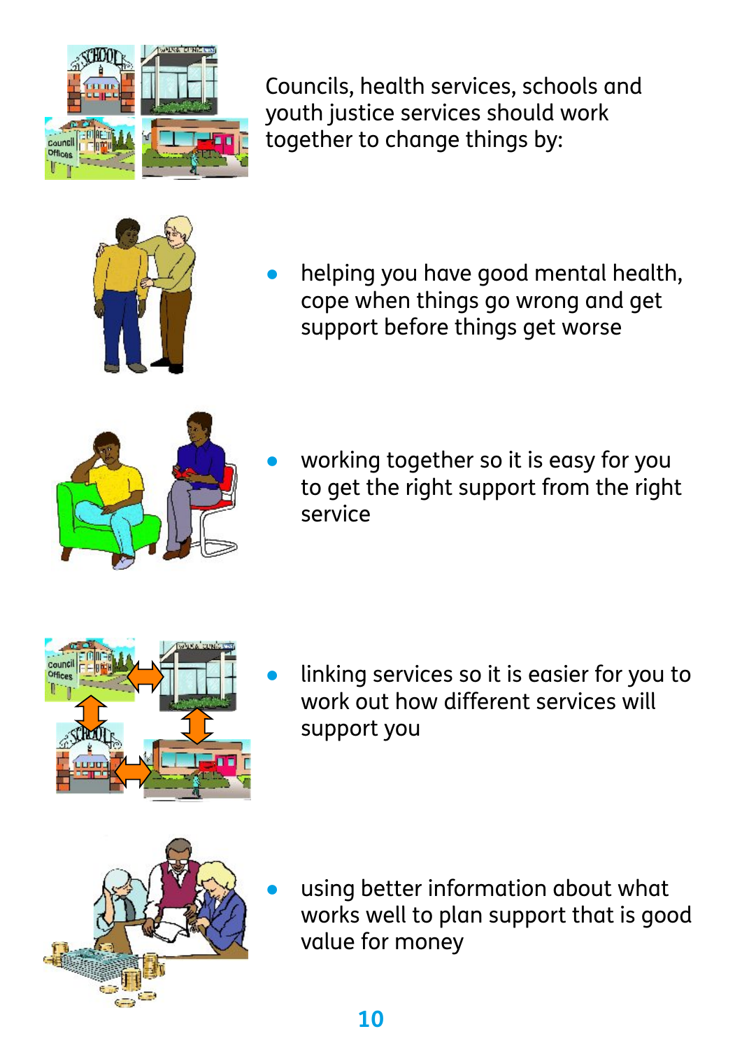Councils, health services, schools and youth justice services should work together to change things by:

- helping you have good mental health, cope when things go wrong and get support before things get worse
- working together so it is easy for you to get the right support from the right service
- linking services so it is easier for you to work out how different services will support you
- using better information about what works well to plan support that is good value for money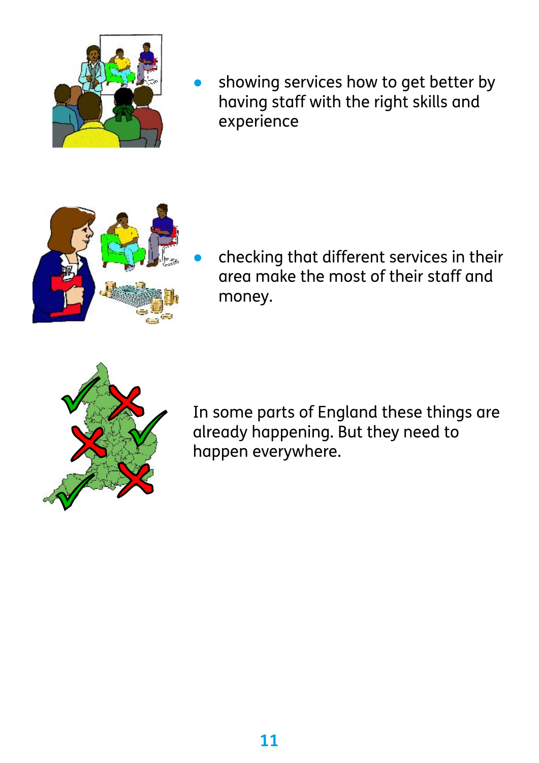- showing services how to get better by having staff with the right skills and experience

- checking that different services in their area make the most of their staff and money.

In some parts of England these things are already happening. But they need to happen everywhere.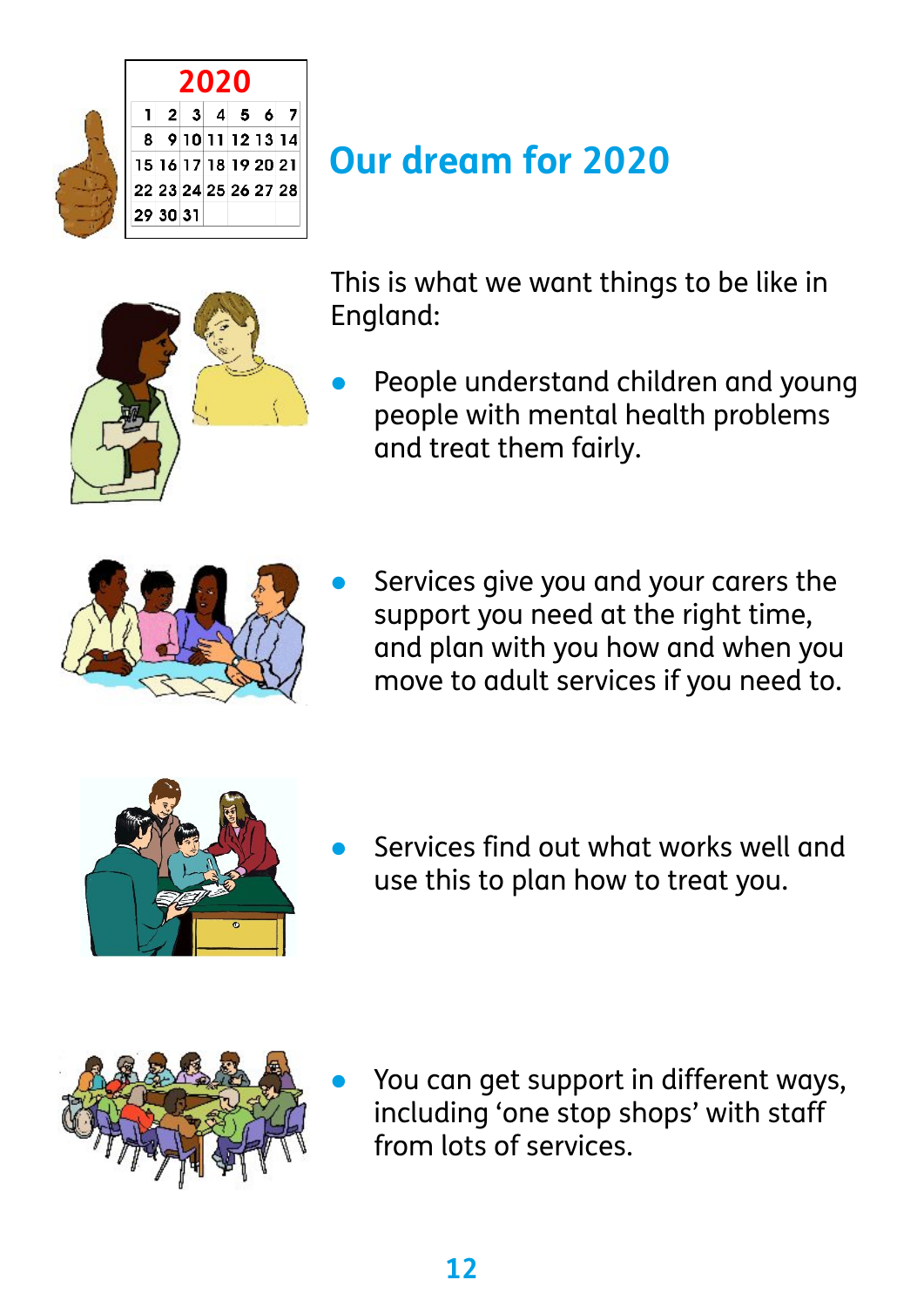# Our dream for 2020

This is what we want things to be like in England:

- People understand children and young people with mental health problems and treat them fairly.
- Services give you and your carers the support you need at the right time, and plan with you how and when you move to adult services if you need to.
- Services find out what works well and use this to plan how to treat you.
- You can get support in different ways, including 'one stop shops' with staff from lots of services.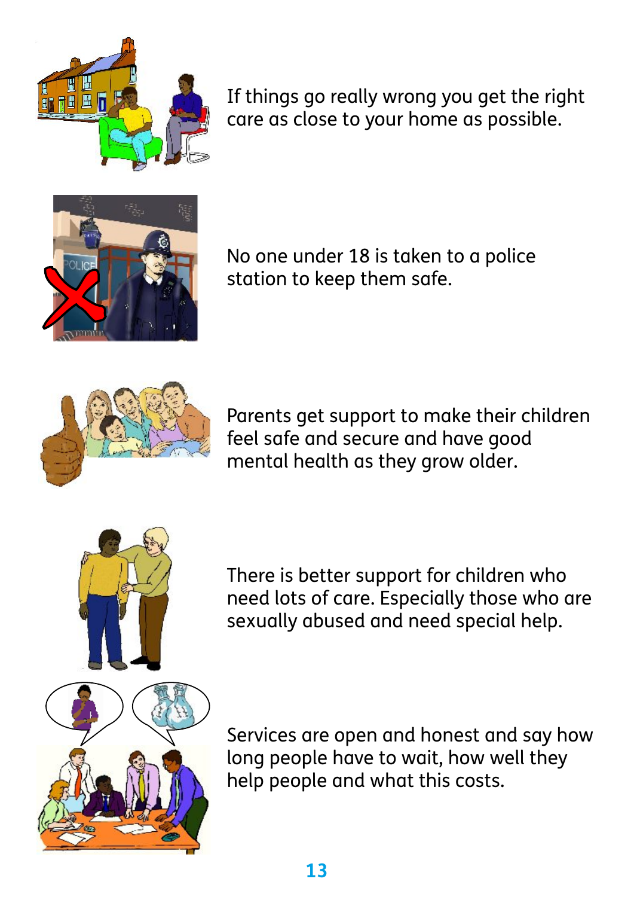If things go really wrong you get the right care as close to your home as possible.

No one under 18 is taken to a police station to keep them safe.

Parents get support to make their children feel safe and secure and have good mental health as they grow older.

There is better support for children who need lots of care. Especially those who are sexually abused and need special help.

Services are open and honest and say how long people have to wait, how well they help people and what this costs.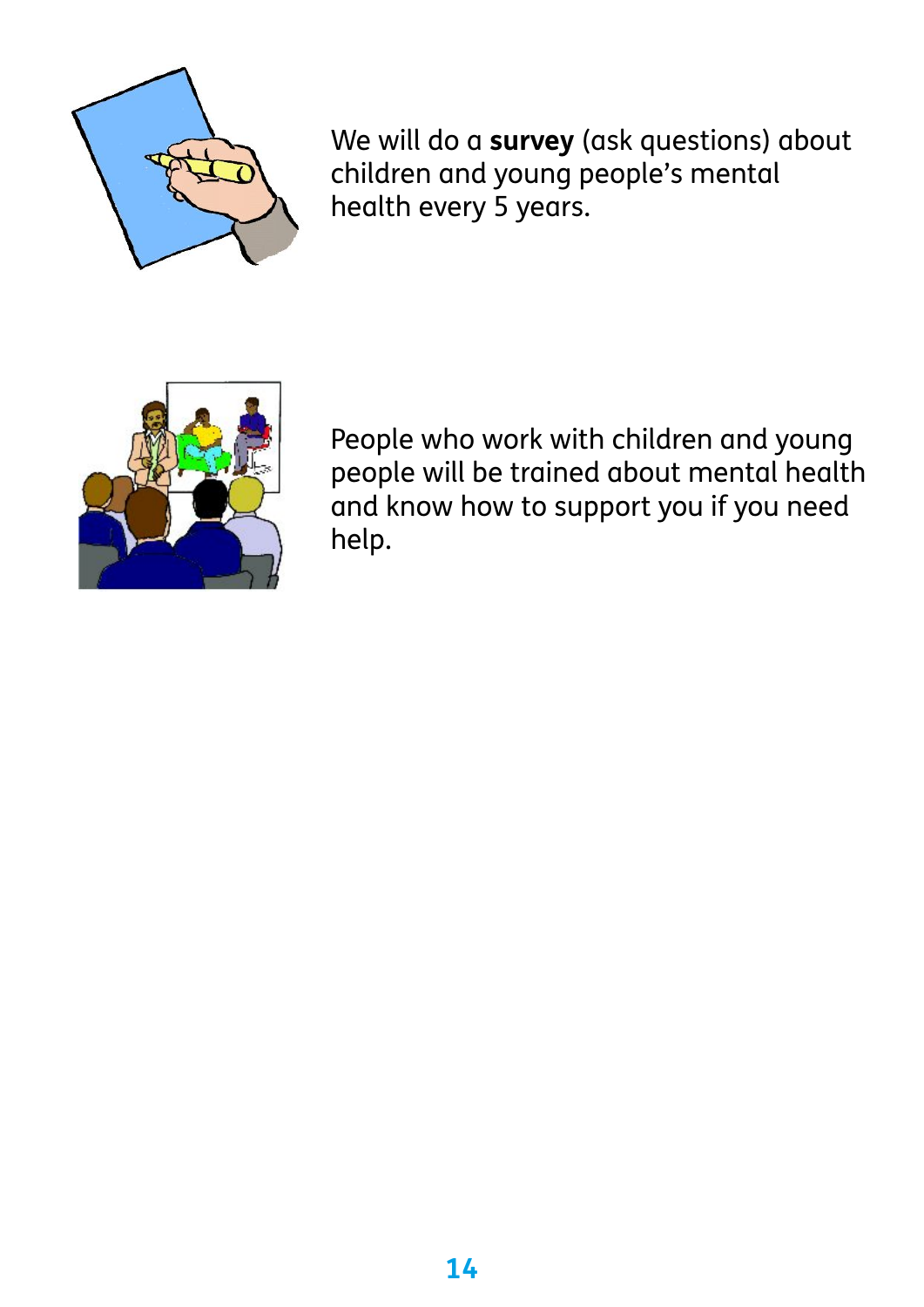We will do a **survey** (ask questions) about children and young people's mental health every 5 years.

People who work with children and young people will be trained about mental health and know how to support you if you need help.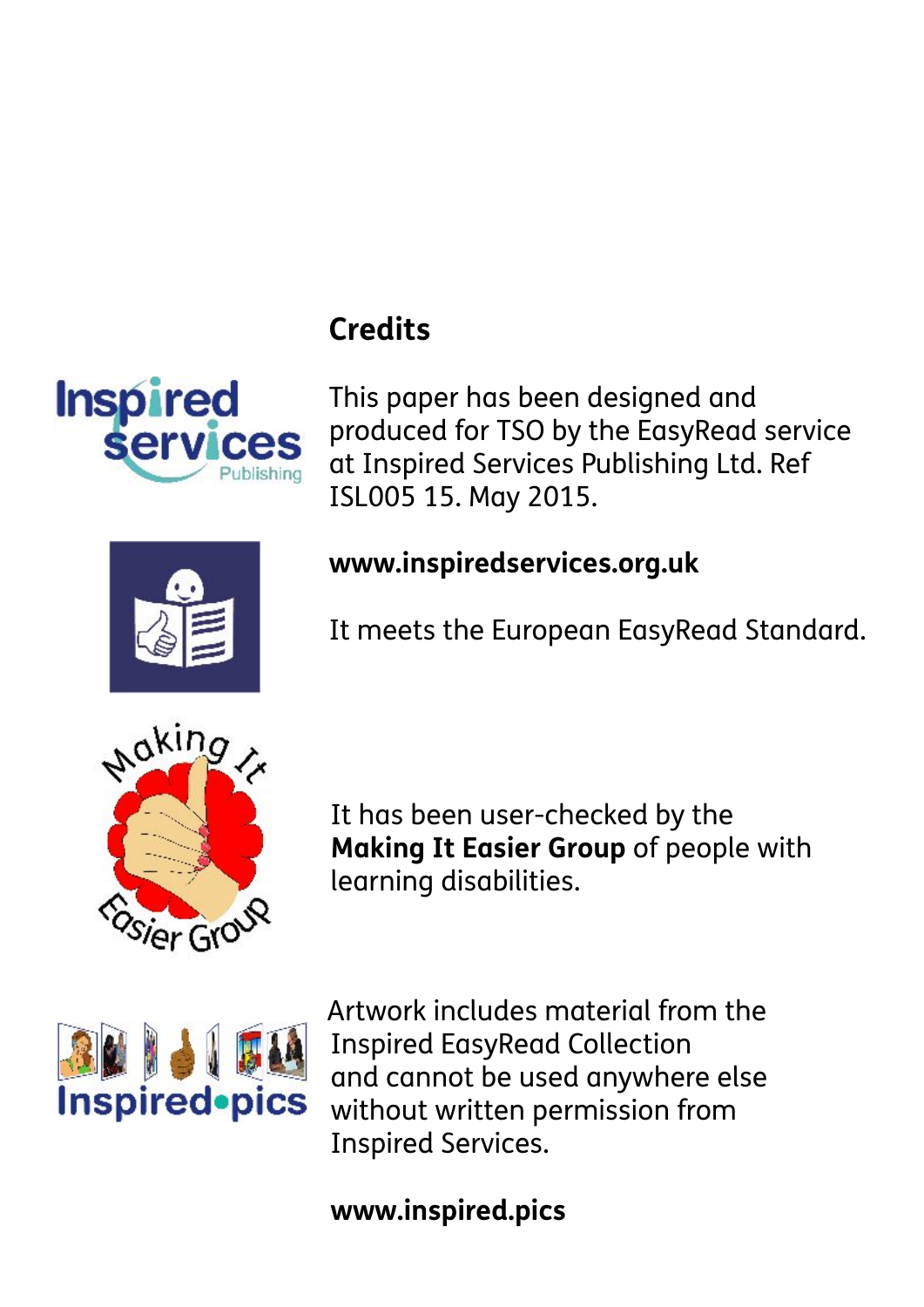## Credits

This paper has been designed and produced for TSO by the EasyRead service at Inspired Services Publishing Ltd. Ref ISL005 15. May 2015.

**www.inspiredservices.org.uk**

It meets the European EasyRead Standard.

It has been user-checked by the **Making It Easier Group** of people with learning disabilities.

Artwork includes material from the Inspired EasyRead Collection and cannot be used anywhere else without written permission from Inspired Services.

**www.inspired.pics**